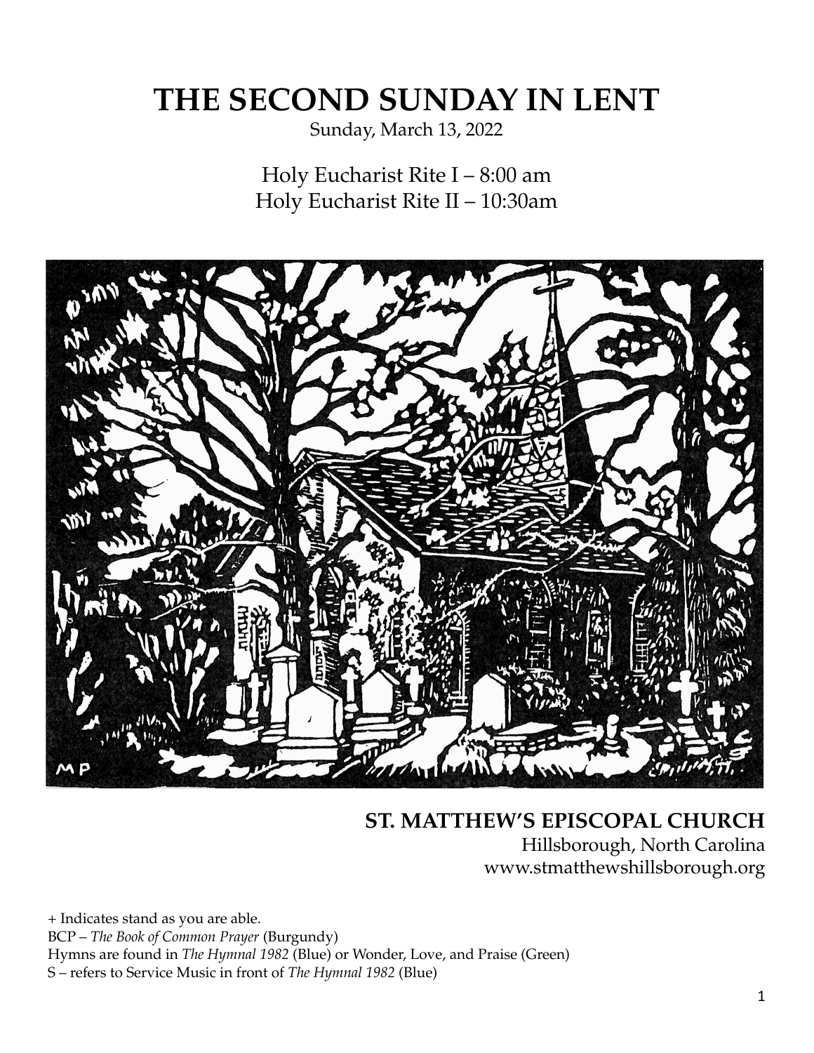# THE SECOND SUNDAY IN LENT

Sunday, March 13, 2022

Holy Eucharist Rite I – 8:00 am
Holy Eucharist Rite II – 10:30am

**ST. MATTHEW'S EPISCOPAL CHURCH**
Hillsborough, North Carolina
www.stmatthewshillsborough.org

+ Indicates stand as you are able.
BCP – *The Book of Common Prayer* (Burgundy)
Hymns are found in *The Hymnal 1982* (Blue) or Wonder, Love, and Praise (Green)
S – refers to Service Music in front of *The Hymnal 1982* (Blue)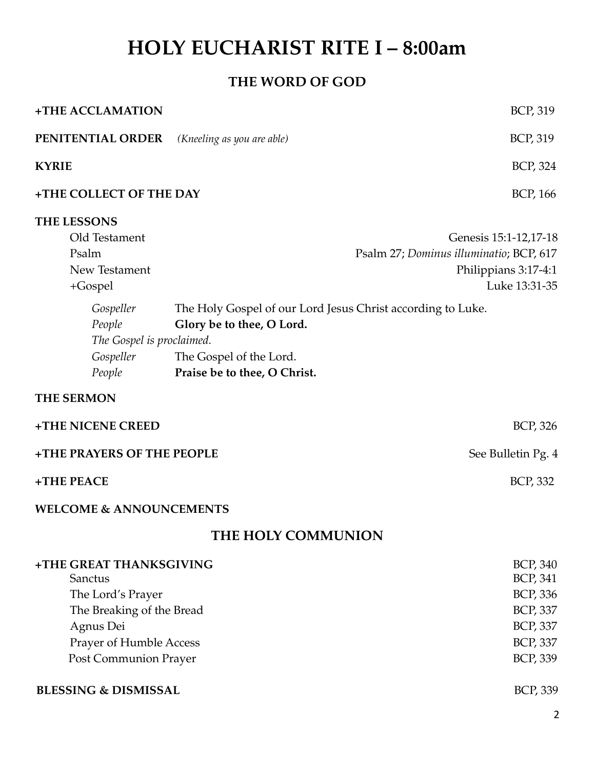# HOLY EUCHARIST RITE I – 8:00am

## THE WORD OF GOD

**+THE ACCLAMATION** BCP, 319

**PENITENTIAL ORDER** *(Kneeling as you are able)* BCP, 319

**KYRIE** BCP, 324

**+THE COLLECT OF THE DAY** BCP, 166

**THE LESSONS**

Old Testament — Genesis 15:1-12,17-18

Psalm — Psalm 27; *Dominus illuminatio*; BCP, 617

New Testament — Philippians 3:17-4:1

+Gospel — Luke 13:31-35

*Gospeller* The Holy Gospel of our Lord Jesus Christ according to Luke.

*People* **Glory be to thee, O Lord.**

*The Gospel is proclaimed.*

*Gospeller* The Gospel of the Lord.

*People* **Praise be to thee, O Christ.**

**THE SERMON**

**+THE NICENE CREED** BCP, 326

**+THE PRAYERS OF THE PEOPLE** See Bulletin Pg. 4

**+THE PEACE** BCP, 332

**WELCOME & ANNOUNCEMENTS**

## THE HOLY COMMUNION

**+THE GREAT THANKSGIVING** BCP, 340

Sanctus BCP, 341

The Lord's Prayer BCP, 336

The Breaking of the Bread BCP, 337

Agnus Dei BCP, 337

Prayer of Humble Access BCP, 337

Post Communion Prayer BCP, 339

**BLESSING & DISMISSAL** BCP, 339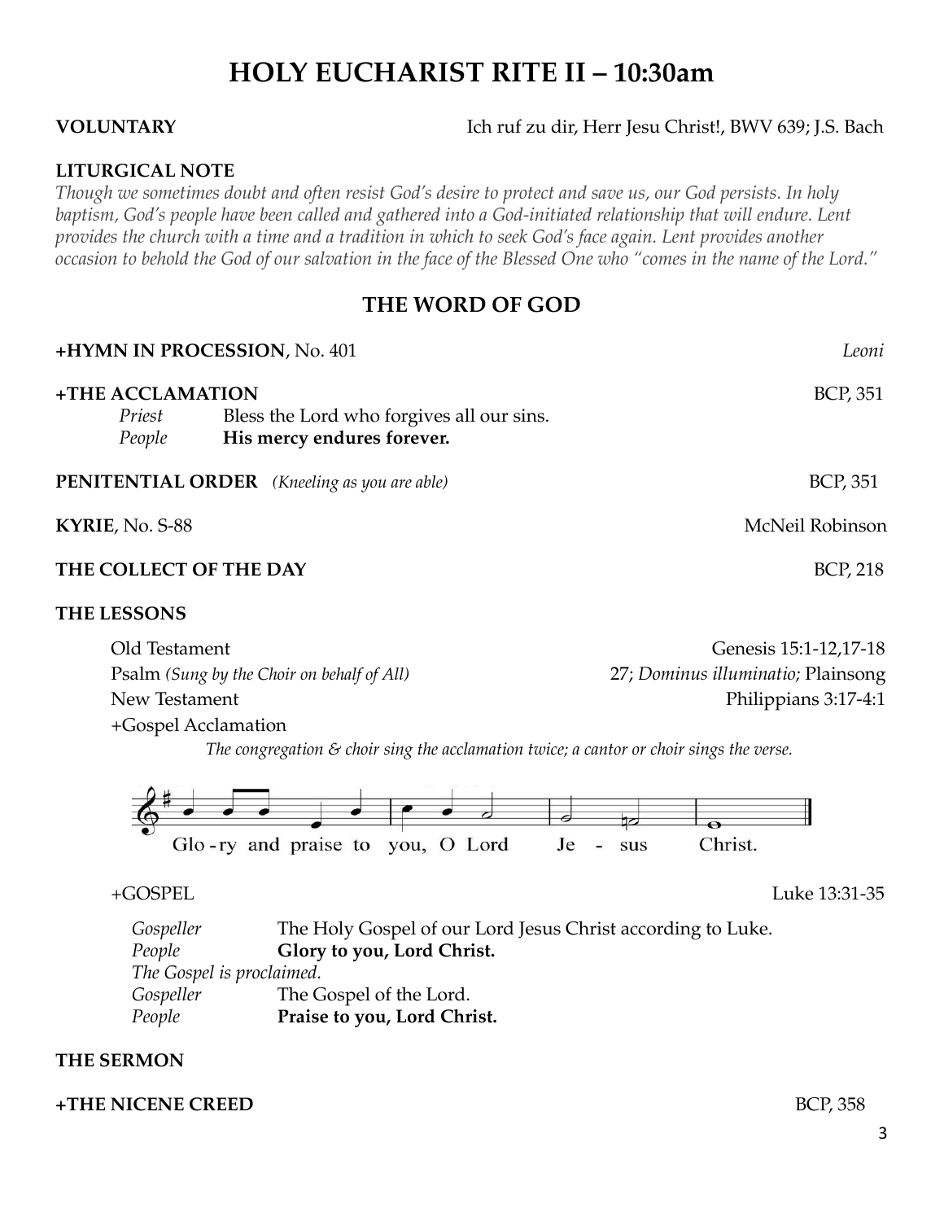# HOLY EUCHARIST RITE II – 10:30am

**VOLUNTARY** Ich ruf zu dir, Herr Jesu Christ!, BWV 639; J.S. Bach

**LITURGICAL NOTE**

*Though we sometimes doubt and often resist God's desire to protect and save us, our God persists. In holy baptism, God's people have been called and gathered into a God-initiated relationship that will endure. Lent provides the church with a time and a tradition in which to seek God's face again. Lent provides another occasion to behold the God of our salvation in the face of the Blessed One who "comes in the name of the Lord."*

## THE WORD OF GOD

**+HYMN IN PROCESSION**, No. 401 *Leoni*

**+THE ACCLAMATION** BCP, 351

*Priest* Bless the Lord who forgives all our sins.
*People* **His mercy endures forever.**

**PENITENTIAL ORDER** *(Kneeling as you are able)* BCP, 351

**KYRIE**, No. S-88 McNeil Robinson

**THE COLLECT OF THE DAY** BCP, 218

**THE LESSONS**

Old Testament Genesis 15:1-12,17-18
Psalm *(Sung by the Choir on behalf of All)* 27; *Dominus illuminatio;* Plainsong
New Testament Philippians 3:17-4:1
+Gospel Acclamation

*The congregation & choir sing the acclamation twice; a cantor or choir sings the verse.*

Glo-ry and praise to you, O Lord Je - sus Christ.

+GOSPEL Luke 13:31-35

*Gospeller* The Holy Gospel of our Lord Jesus Christ according to Luke.
*People* **Glory to you, Lord Christ.**
*The Gospel is proclaimed.*
*Gospeller* The Gospel of the Lord.
*People* **Praise to you, Lord Christ.**

**THE SERMON**

**+THE NICENE CREED** BCP, 358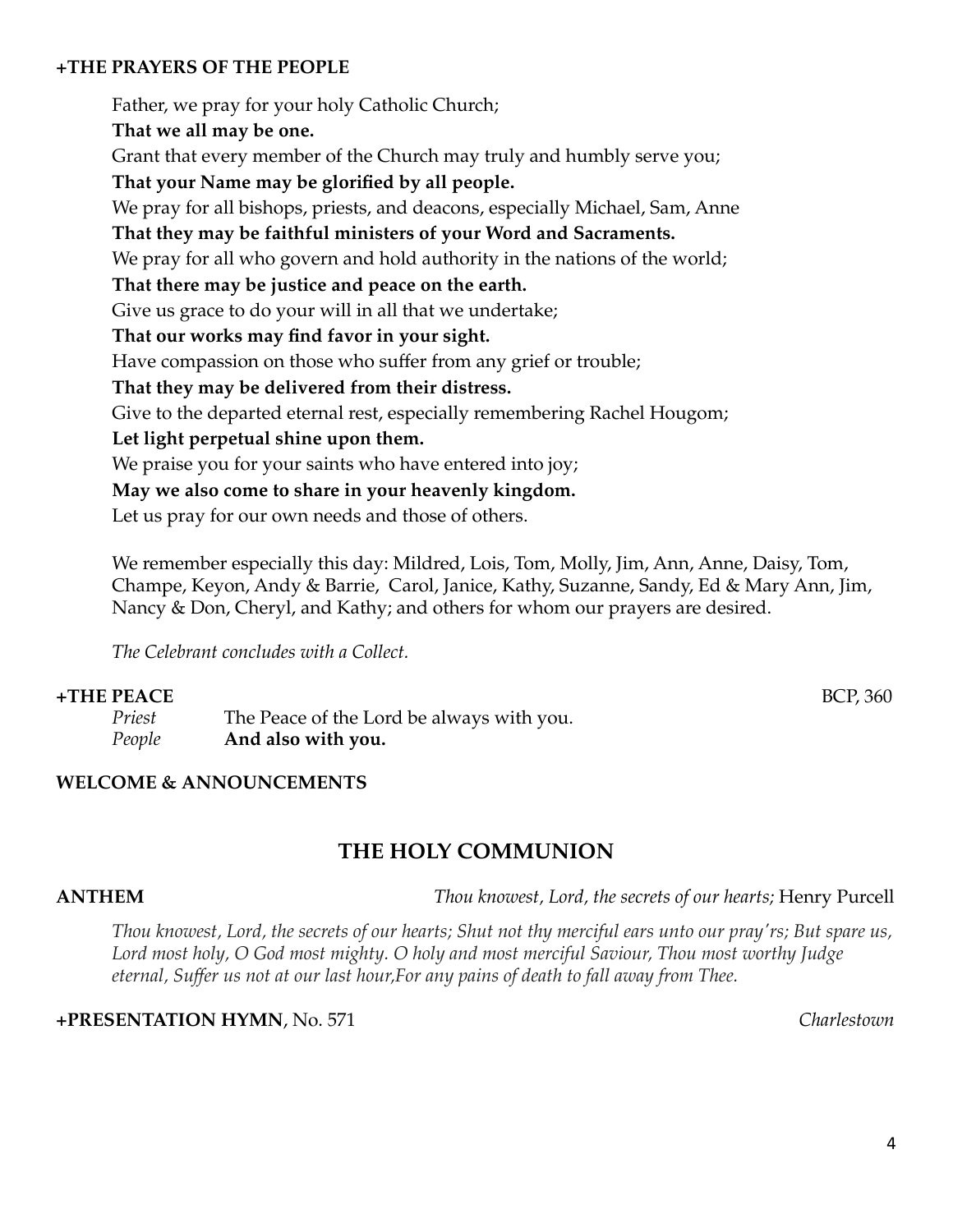**+THE PRAYERS OF THE PEOPLE**

Father, we pray for your holy Catholic Church;
**That we all may be one.**
Grant that every member of the Church may truly and humbly serve you;
**That your Name may be glorified by all people.**
We pray for all bishops, priests, and deacons, especially Michael, Sam, Anne
**That they may be faithful ministers of your Word and Sacraments.**
We pray for all who govern and hold authority in the nations of the world;
**That there may be justice and peace on the earth.**
Give us grace to do your will in all that we undertake;
**That our works may find favor in your sight.**
Have compassion on those who suffer from any grief or trouble;
**That they may be delivered from their distress.**
Give to the departed eternal rest, especially remembering Rachel Hougom;
**Let light perpetual shine upon them.**
We praise you for your saints who have entered into joy;
**May we also come to share in your heavenly kingdom.**
Let us pray for our own needs and those of others.

We remember especially this day: Mildred, Lois, Tom, Molly, Jim, Ann, Anne, Daisy, Tom, Champe, Keyon, Andy & Barrie, Carol, Janice, Kathy, Suzanne, Sandy, Ed & Mary Ann, Jim, Nancy & Don, Cheryl, and Kathy; and others for whom our prayers are desired.

*The Celebrant concludes with a Collect.*

**+THE PEACE** BCP, 360

*Priest* The Peace of the Lord be always with you.
*People* **And also with you.**

**WELCOME & ANNOUNCEMENTS**

## THE HOLY COMMUNION

**ANTHEM** *Thou knowest, Lord, the secrets of our hearts;* Henry Purcell

*Thou knowest, Lord, the secrets of our hearts; Shut not thy merciful ears unto our pray'rs; But spare us, Lord most holy, O God most mighty. O holy and most merciful Saviour, Thou most worthy Judge eternal, Suffer us not at our last hour,For any pains of death to fall away from Thee.*

**+PRESENTATION HYMN**, No. 571 *Charlestown*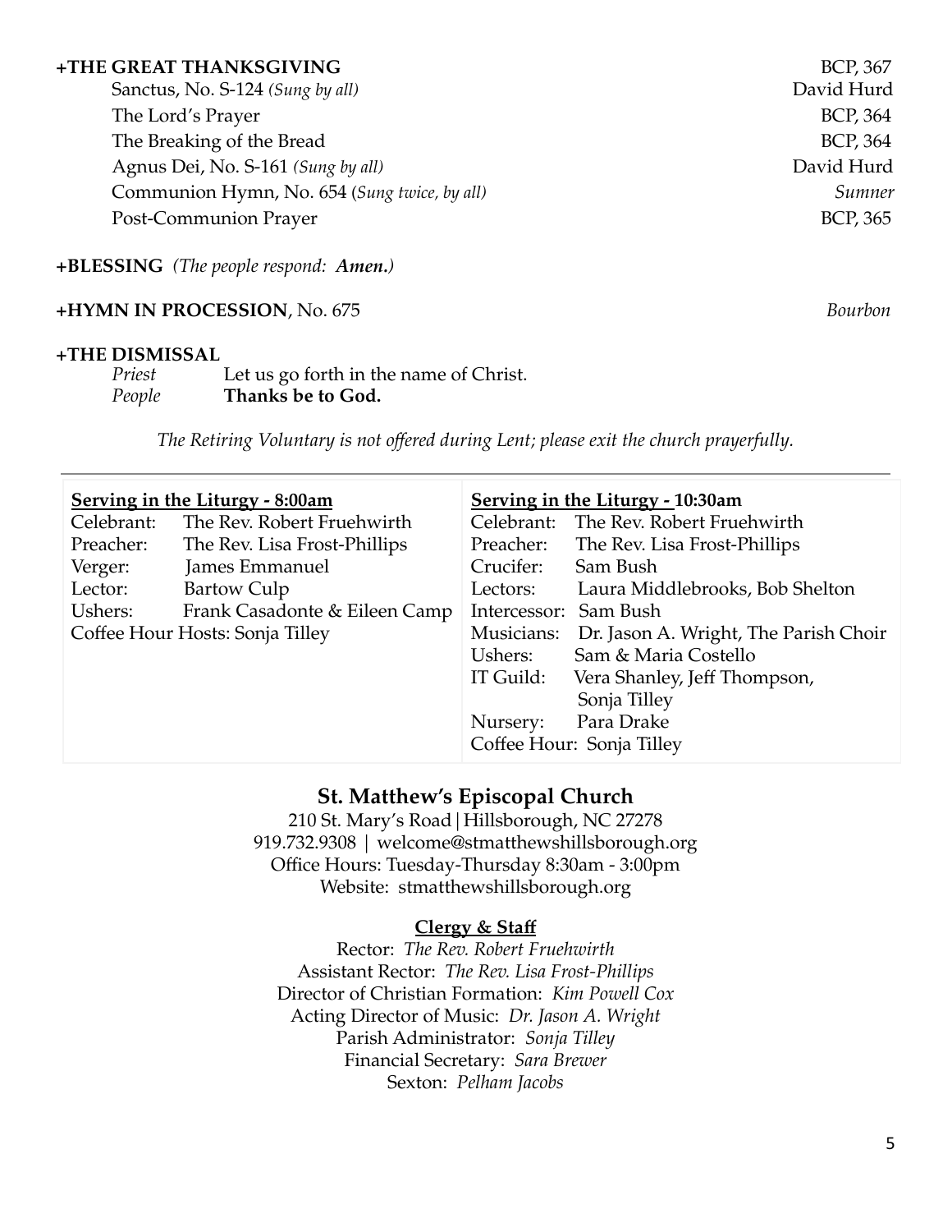**+THE GREAT THANKSGIVING** BCP, 367

Sanctus, No. S-124 *(Sung by all)* David Hurd

The Lord's Prayer BCP, 364

The Breaking of the Bread BCP, 364

Agnus Dei, No. S-161 *(Sung by all)* David Hurd

Communion Hymn, No. 654 (*Sung twice, by all)* *Sumner*

Post-Communion Prayer BCP, 365

**+BLESSING** *(The people respond: **Amen.**)*

**+HYMN IN PROCESSION**, No. 675 *Bourbon*

**+THE DISMISSAL**

*Priest* Let us go forth in the name of Christ.
*People* **Thanks be to God.**

*The Retiring Voluntary is not offered during Lent; please exit the church prayerfully.*

---

**Serving in the Liturgy - 8:00am**

Celebrant: The Rev. Robert Fruehwirth
Preacher: The Rev. Lisa Frost-Phillips
Verger: James Emmanuel
Lector: Bartow Culp
Ushers: Frank Casadonte & Eileen Camp
Coffee Hour Hosts: Sonja Tilley

**Serving in the Liturgy - 10:30am**

Celebrant: The Rev. Robert Fruehwirth
Preacher: The Rev. Lisa Frost-Phillips
Crucifer: Sam Bush
Lectors: Laura Middlebrooks, Bob Shelton
Intercessor: Sam Bush
Musicians: Dr. Jason A. Wright, The Parish Choir
Ushers: Sam & Maria Costello
IT Guild: Vera Shanley, Jeff Thompson, Sonja Tilley
Nursery: Para Drake
Coffee Hour: Sonja Tilley

## St. Matthew's Episcopal Church

210 St. Mary's Road | Hillsborough, NC 27278
919.732.9308 | welcome@stmatthewshillsborough.org
Office Hours: Tuesday-Thursday 8:30am - 3:00pm
Website: stmatthewshillsborough.org

**Clergy & Staff**

Rector: *The Rev. Robert Fruehwirth*
Assistant Rector: *The Rev. Lisa Frost-Phillips*
Director of Christian Formation: *Kim Powell Cox*
Acting Director of Music: *Dr. Jason A. Wright*
Parish Administrator: *Sonja Tilley*
Financial Secretary: *Sara Brewer*
Sexton: *Pelham Jacobs*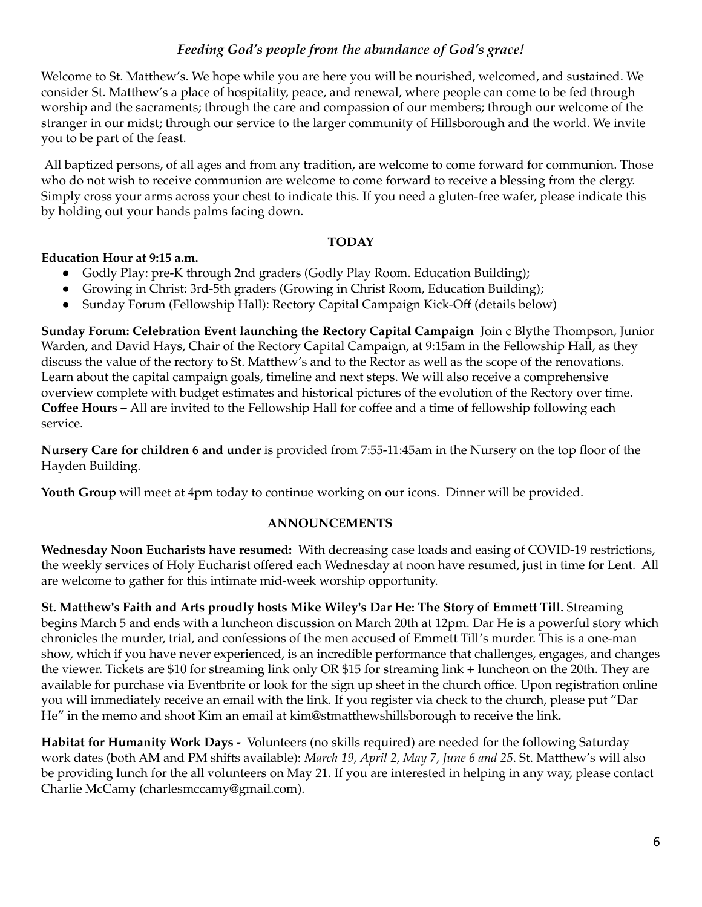*Feeding God's people from the abundance of God's grace!*

Welcome to St. Matthew's. We hope while you are here you will be nourished, welcomed, and sustained. We consider St. Matthew's a place of hospitality, peace, and renewal, where people can come to be fed through worship and the sacraments; through the care and compassion of our members; through our welcome of the stranger in our midst; through our service to the larger community of Hillsborough and the world. We invite you to be part of the feast.

All baptized persons, of all ages and from any tradition, are welcome to come forward for communion. Those who do not wish to receive communion are welcome to come forward to receive a blessing from the clergy. Simply cross your arms across your chest to indicate this. If you need a gluten-free wafer, please indicate this by holding out your hands palms facing down.

## TODAY

**Education Hour at 9:15 a.m.**

- Godly Play: pre-K through 2nd graders (Godly Play Room. Education Building);
- Growing in Christ: 3rd-5th graders (Growing in Christ Room, Education Building);
- Sunday Forum (Fellowship Hall): Rectory Capital Campaign Kick-Off (details below)

**Sunday Forum: Celebration Event launching the Rectory Capital Campaign** Join c Blythe Thompson, Junior Warden, and David Hays, Chair of the Rectory Capital Campaign, at 9:15am in the Fellowship Hall, as they discuss the value of the rectory to St. Matthew's and to the Rector as well as the scope of the renovations. Learn about the capital campaign goals, timeline and next steps. We will also receive a comprehensive overview complete with budget estimates and historical pictures of the evolution of the Rectory over time. **Coffee Hours –** All are invited to the Fellowship Hall for coffee and a time of fellowship following each service.

**Nursery Care for children 6 and under** is provided from 7:55-11:45am in the Nursery on the top floor of the Hayden Building.

**Youth Group** will meet at 4pm today to continue working on our icons. Dinner will be provided.

## ANNOUNCEMENTS

**Wednesday Noon Eucharists have resumed:** With decreasing case loads and easing of COVID-19 restrictions, the weekly services of Holy Eucharist offered each Wednesday at noon have resumed, just in time for Lent. All are welcome to gather for this intimate mid-week worship opportunity.

**St. Matthew's Faith and Arts proudly hosts Mike Wiley's Dar He: The Story of Emmett Till.** Streaming begins March 5 and ends with a luncheon discussion on March 20th at 12pm. Dar He is a powerful story which chronicles the murder, trial, and confessions of the men accused of Emmett Till's murder. This is a one-man show, which if you have never experienced, is an incredible performance that challenges, engages, and changes the viewer. Tickets are $10 for streaming link only OR $15 for streaming link + luncheon on the 20th. They are available for purchase via Eventbrite or look for the sign up sheet in the church office. Upon registration online you will immediately receive an email with the link. If you register via check to the church, please put "Dar He" in the memo and shoot Kim an email at kim@stmatthewshillsborough to receive the link.

**Habitat for Humanity Work Days -** Volunteers (no skills required) are needed for the following Saturday work dates (both AM and PM shifts available): *March 19, April 2, May 7, June 6 and 25*. St. Matthew's will also be providing lunch for the all volunteers on May 21. If you are interested in helping in any way, please contact Charlie McCamy (charlesmccamy@gmail.com).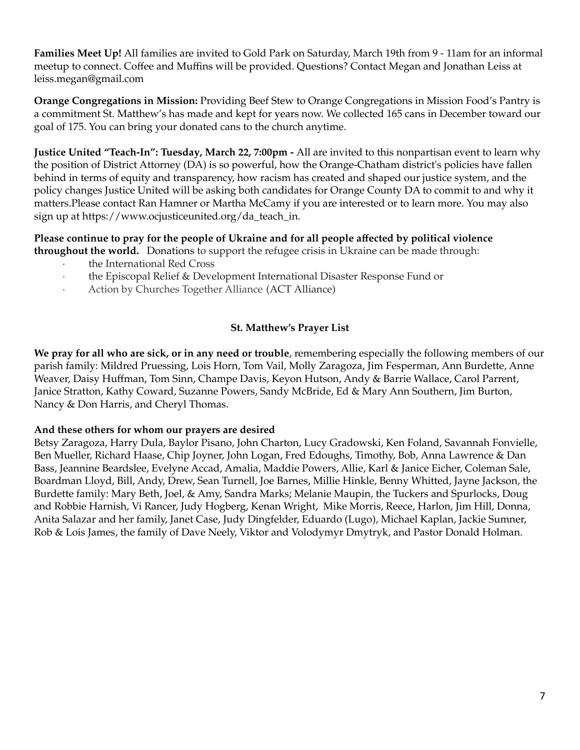**Families Meet Up!** All families are invited to Gold Park on Saturday, March 19th from 9 - 11am for an informal meetup to connect. Coffee and Muffins will be provided. Questions? Contact Megan and Jonathan Leiss at leiss.megan@gmail.com

**Orange Congregations in Mission:** Providing Beef Stew to Orange Congregations in Mission Food's Pantry is a commitment St. Matthew's has made and kept for years now. We collected 165 cans in December toward our goal of 175. You can bring your donated cans to the church anytime.

**Justice United "Teach-In": Tuesday, March 22, 7:00pm -** All are invited to this nonpartisan event to learn why the position of District Attorney (DA) is so powerful, how the Orange-Chatham district's policies have fallen behind in terms of equity and transparency, how racism has created and shaped our justice system, and the policy changes Justice United will be asking both candidates for Orange County DA to commit to and why it matters.Please contact Ran Hamner or Martha McCamy if you are interested or to learn more. You may also sign up at https://www.ocjusticeunited.org/da_teach_in.

**Please continue to pray for the people of Ukraine and for all people affected by political violence throughout the world.** Donations to support the refugee crisis in Ukraine can be made through:

- the International Red Cross
- the Episcopal Relief & Development International Disaster Response Fund or
- Action by Churches Together Alliance (ACT Alliance)

### St. Matthew's Prayer List

**We pray for all who are sick, or in any need or trouble**, remembering especially the following members of our parish family: Mildred Pruessing, Lois Horn, Tom Vail, Molly Zaragoza, Jim Fesperman, Ann Burdette, Anne Weaver, Daisy Huffman, Tom Sinn, Champe Davis, Keyon Hutson, Andy & Barrie Wallace, Carol Parrent, Janice Stratton, Kathy Coward, Suzanne Powers, Sandy McBride, Ed & Mary Ann Southern, Jim Burton, Nancy & Don Harris, and Cheryl Thomas.

**And these others for whom our prayers are desired**

Betsy Zaragoza, Harry Dula, Baylor Pisano, John Charton, Lucy Gradowski, Ken Foland, Savannah Fonvielle, Ben Mueller, Richard Haase, Chip Joyner, John Logan, Fred Edoughs, Timothy, Bob, Anna Lawrence & Dan Bass, Jeannine Beardslee, Evelyne Accad, Amalia, Maddie Powers, Allie, Karl & Janice Eicher, Coleman Sale, Boardman Lloyd, Bill, Andy, Drew, Sean Turnell, Joe Barnes, Millie Hinkle, Benny Whitted, Jayne Jackson, the Burdette family: Mary Beth, Joel, & Amy, Sandra Marks; Melanie Maupin, the Tuckers and Spurlocks, Doug and Robbie Harnish, Vi Rancer, Judy Hogberg, Kenan Wright, Mike Morris, Reece, Harlon, Jim Hill, Donna, Anita Salazar and her family, Janet Case, Judy Dingfelder, Eduardo (Lugo), Michael Kaplan, Jackie Sumner, Rob & Lois James, the family of Dave Neely, Viktor and Volodymyr Dmytryk, and Pastor Donald Holman.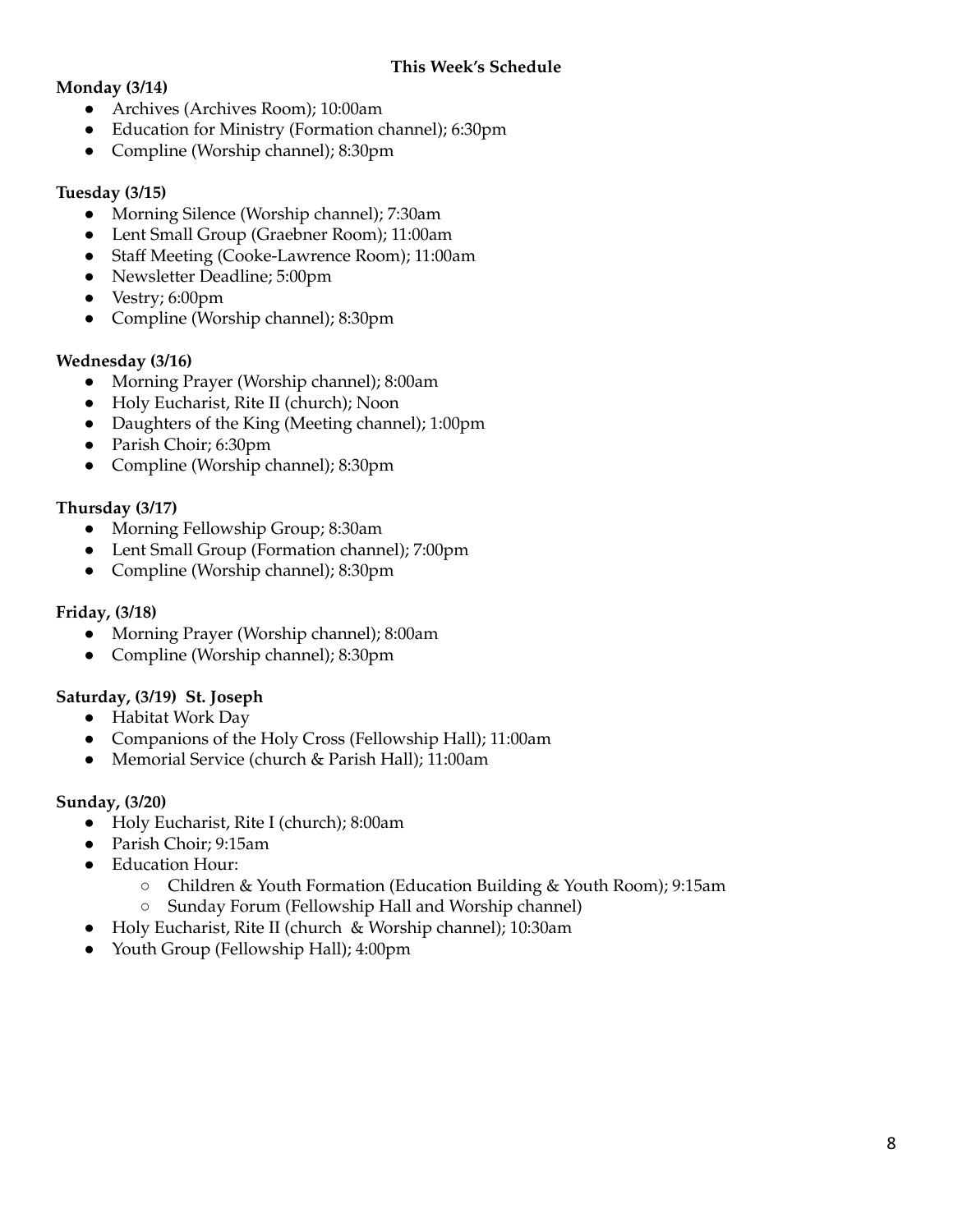## This Week's Schedule

**Monday (3/14)**

- Archives (Archives Room); 10:00am
- Education for Ministry (Formation channel); 6:30pm
- Compline (Worship channel); 8:30pm

**Tuesday (3/15)**

- Morning Silence (Worship channel); 7:30am
- Lent Small Group (Graebner Room); 11:00am
- Staff Meeting (Cooke-Lawrence Room); 11:00am
- Newsletter Deadline; 5:00pm
- Vestry; 6:00pm
- Compline (Worship channel); 8:30pm

**Wednesday (3/16)**

- Morning Prayer (Worship channel); 8:00am
- Holy Eucharist, Rite II (church); Noon
- Daughters of the King (Meeting channel); 1:00pm
- Parish Choir; 6:30pm
- Compline (Worship channel); 8:30pm

**Thursday (3/17)**

- Morning Fellowship Group; 8:30am
- Lent Small Group (Formation channel); 7:00pm
- Compline (Worship channel); 8:30pm

**Friday, (3/18)**

- Morning Prayer (Worship channel); 8:00am
- Compline (Worship channel); 8:30pm

**Saturday, (3/19) St. Joseph**

- Habitat Work Day
- Companions of the Holy Cross (Fellowship Hall); 11:00am
- Memorial Service (church & Parish Hall); 11:00am

**Sunday, (3/20)**

- Holy Eucharist, Rite I (church); 8:00am
- Parish Choir; 9:15am
- Education Hour:
  - Children & Youth Formation (Education Building & Youth Room); 9:15am
  - Sunday Forum (Fellowship Hall and Worship channel)
- Holy Eucharist, Rite II (church & Worship channel); 10:30am
- Youth Group (Fellowship Hall); 4:00pm